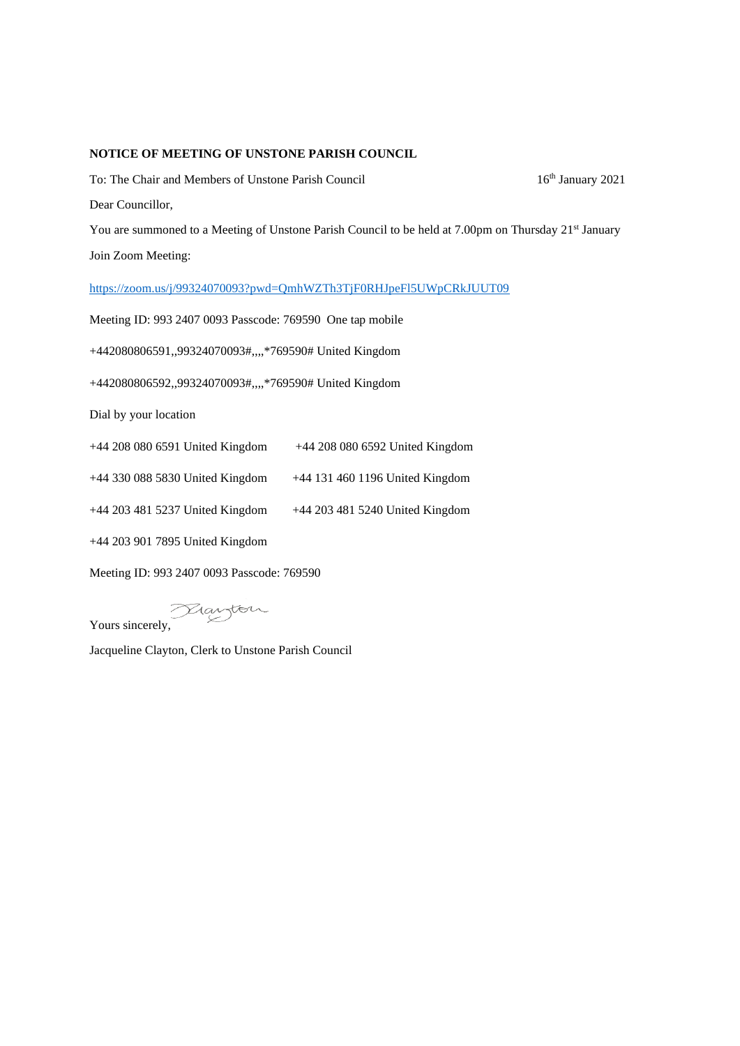**NOTICE OF MEETING OF UNSTONE PARISH COUNCIL**

To: The Chair and Members of Unstone Parish Council 16th January 2021

Dear Councillor,

You are summoned to a Meeting of Unstone Parish Council to be held at 7.00pm on Thursday 21st January

Join Zoom Meeting:

https://zoom.us/j/99324070093?pwd=QmhWZTh3TjF0RHJpeFl5UWpCRkJUUT09

Meeting ID: 993 2407 0093 Passcode: 769590 One tap mobile

+442080806591,,99324070093#,,,,*769590# United Kingdom

+442080806592,,99324070093#,,,,*769590# United Kingdom

Dial by your location

+44 208 080 6591 United Kingdom +44 208 080 6592 United Kingdom

+44 330 088 5830 United Kingdom +44 131 460 1196 United Kingdom

+44 203 481 5237 United Kingdom +44 203 481 5240 United Kingdom

+44 203 901 7895 United Kingdom

Meeting ID: 993 2407 0093 Passcode: 769590

Yours sincerely,

Jacqueline Clayton, Clerk to Unstone Parish Council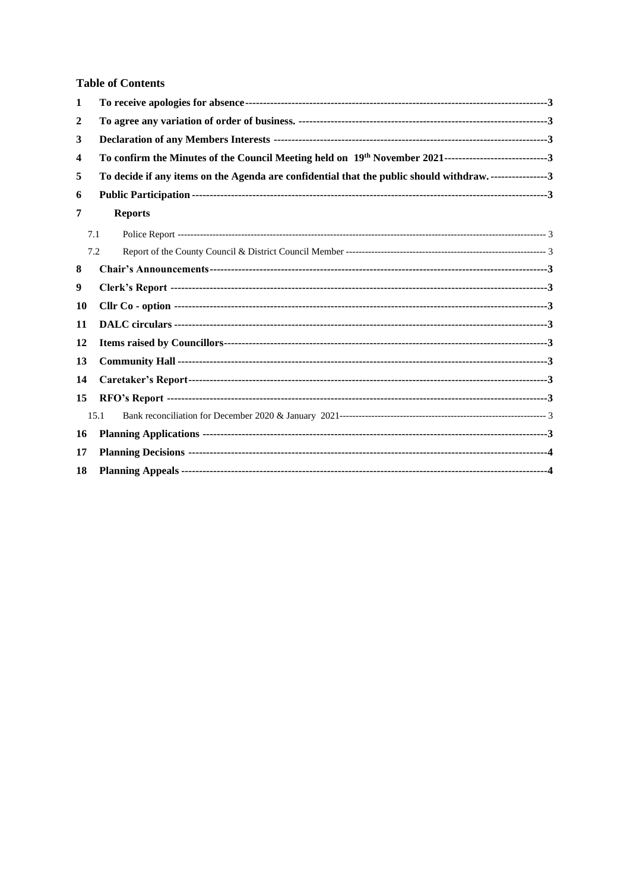## Table of Contents

| | | |
|---|---|---|
| **1** | **To receive apologies for absence** | **3** |
| **2** | **To agree any variation of order of business.** | **3** |
| **3** | **Declaration of any Members Interests** | **3** |
| **4** | **To confirm the Minutes of the Council Meeting held on 19th November 2021** | **3** |
| **5** | **To decide if any items on the Agenda are confidential that the public should withdraw.** | **3** |
| **6** | **Public Participation** | **3** |
| **7** | **Reports** | |
| 7.1 | Police Report | 3 |
| 7.2 | Report of the County Council & District Council Member | 3 |
| **8** | **Chair's Announcements** | **3** |
| **9** | **Clerk's Report** | **3** |
| **10** | **Cllr Co - option** | **3** |
| **11** | **DALC circulars** | **3** |
| **12** | **Items raised by Councillors** | **3** |
| **13** | **Community Hall** | **3** |
| **14** | **Caretaker's Report** | **3** |
| **15** | **RFO's Report** | **3** |
| 15.1 | Bank reconciliation for December 2020 & January 2021 | 3 |
| **16** | **Planning Applications** | **3** |
| **17** | **Planning Decisions** | **4** |
| **18** | **Planning Appeals** | **4** |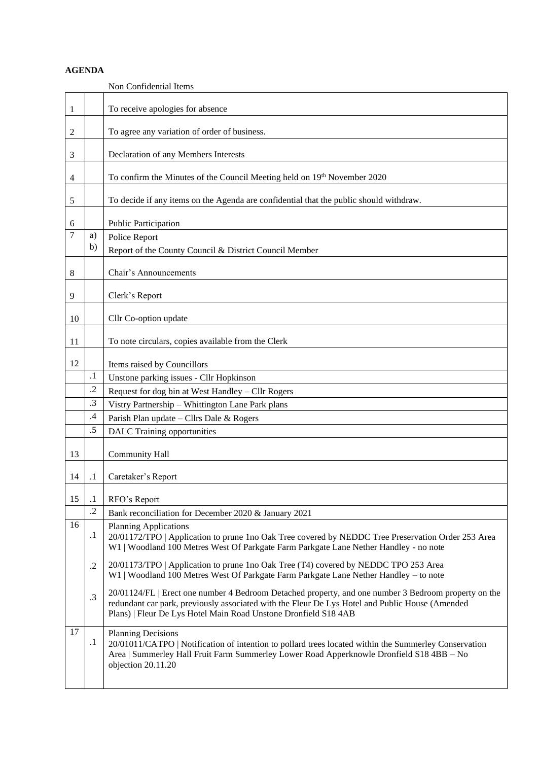**AGENDA**

Non Confidential Items

| | | |
|---|---|---|
| 1 | | To receive apologies for absence |
| 2 | | To agree any variation of order of business. |
| 3 | | Declaration of any Members Interests |
| 4 | | To confirm the Minutes of the Council Meeting held on 19th November 2020 |
| 5 | | To decide if any items on the Agenda are confidential that the public should withdraw. |
| 6 | | Public Participation |
| 7 | a)<br>b) | Police Report<br>Report of the County Council & District Council Member |
| 8 | | Chair's Announcements |
| 9 | | Clerk's Report |
| 10 | | Cllr Co-option update |
| 11 | | To note circulars, copies available from the Clerk |
| 12 | | Items raised by Councillors |
| | .1 | Unstone parking issues - Cllr Hopkinson |
| | .2 | Request for dog bin at West Handley – Cllr Rogers |
| | .3 | Vistry Partnership – Whittington Lane Park plans |
| | .4 | Parish Plan update – Cllrs Dale & Rogers |
| | .5 | DALC Training opportunities |
| 13 | | Community Hall |
| 14 | .1 | Caretaker's Report |
| 15 | .1 | RFO's Report |
| | .2 | Bank reconciliation for December 2020 & January 2021 |
| 16 | | Planning Applications |
| | .1 | 20/01172/TPO \| Application to prune 1no Oak Tree covered by NEDDC Tree Preservation Order 253 Area W1 \| Woodland 100 Metres West Of Parkgate Farm Parkgate Lane Nether Handley - no note |
| | .2 | 20/01173/TPO \| Application to prune 1no Oak Tree (T4) covered by NEDDC TPO 253 Area W1 \| Woodland 100 Metres West Of Parkgate Farm Parkgate Lane Nether Handley – to note |
| | .3 | 20/01124/FL \| Erect one number 4 Bedroom Detached property, and one number 3 Bedroom property on the redundant car park, previously associated with the Fleur De Lys Hotel and Public House (Amended Plans) \| Fleur De Lys Hotel Main Road Unstone Dronfield S18 4AB |
| 17 | | Planning Decisions |
| | .1 | 20/01011/CATPO \| Notification of intention to pollard trees located within the Summerley Conservation Area \| Summerley Hall Fruit Farm Summerley Lower Road Apperknowle Dronfield S18 4BB – No objection 20.11.20 |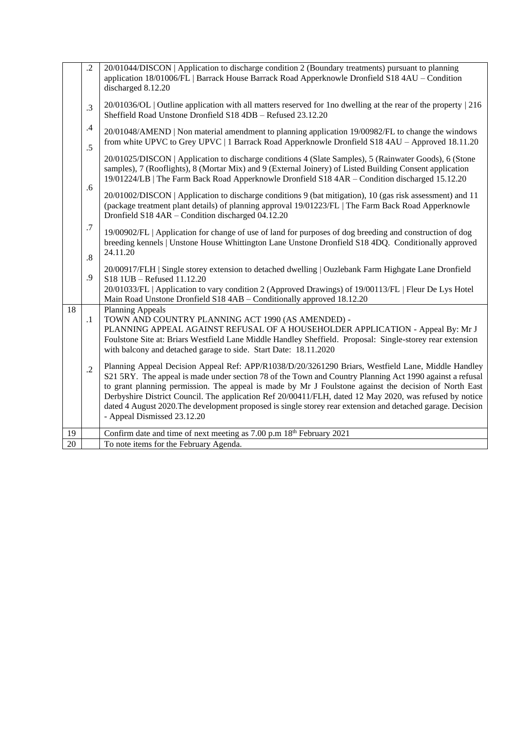| | | |
|---|---|---|
| | .2 | 20/01044/DISCON \| Application to discharge condition 2 (Boundary treatments) pursuant to planning application 18/01006/FL \| Barrack House Barrack Road Apperknowle Dronfield S18 4AU – Condition discharged 8.12.20 |
| | .3 | 20/01036/OL \| Outline application with all matters reserved for 1no dwelling at the rear of the property \| 216 Sheffield Road Unstone Dronfield S18 4DB – Refused 23.12.20 |
| | .4 | 20/01048/AMEND \| Non material amendment to planning application 19/00982/FL to change the windows from white UPVC to Grey UPVC \| 1 Barrack Road Apperknowle Dronfield S18 4AU – Approved 18.11.20 |
| | .5 | 20/01025/DISCON \| Application to discharge conditions 4 (Slate Samples), 5 (Rainwater Goods), 6 (Stone samples), 7 (Rooflights), 8 (Mortar Mix) and 9 (External Joinery) of Listed Building Consent application 19/01224/LB \| The Farm Back Road Apperknowle Dronfield S18 4AR – Condition discharged 15.12.20 |
| | .6 | 20/01002/DISCON \| Application to discharge conditions 9 (bat mitigation), 10 (gas risk assessment) and 11 (package treatment plant details) of planning approval 19/01223/FL \| The Farm Back Road Apperknowle Dronfield S18 4AR – Condition discharged 04.12.20 |
| | .7 | 19/00902/FL \| Application for change of use of land for purposes of dog breeding and construction of dog breeding kennels \| Unstone House Whittington Lane Unstone Dronfield S18 4DQ. Conditionally approved 24.11.20 |
| | .8 | 20/00917/FLH \| Single storey extension to detached dwelling \| Ouzlebank Farm Highgate Lane Dronfield S18 1UB – Refused 11.12.20 |
| | .9 | 20/01033/FL \| Application to vary condition 2 (Approved Drawings) of 19/00113/FL \| Fleur De Lys Hotel Main Road Unstone Dronfield S18 4AB – Conditionally approved 18.12.20 |
| 18 | | Planning Appeals |
| | .1 | TOWN AND COUNTRY PLANNING ACT 1990 (AS AMENDED) - PLANNING APPEAL AGAINST REFUSAL OF A HOUSEHOLDER APPLICATION - Appeal By: Mr J Foulstone Site at: Briars Westfield Lane Middle Handley Sheffield. Proposal: Single-storey rear extension with balcony and detached garage to side. Start Date: 18.11.2020 |
| | .2 | Planning Appeal Decision Appeal Ref: APP/R1038/D/20/3261290 Briars, Westfield Lane, Middle Handley S21 5RY. The appeal is made under section 78 of the Town and Country Planning Act 1990 against a refusal to grant planning permission. The appeal is made by Mr J Foulstone against the decision of North East Derbyshire District Council. The application Ref 20/00411/FLH, dated 12 May 2020, was refused by notice dated 4 August 2020.The development proposed is single storey rear extension and detached garage. Decision - Appeal Dismissed 23.12.20 |
| 19 | | Confirm date and time of next meeting as 7.00 p.m 18th February 2021 |
| 20 | | To note items for the February Agenda. |